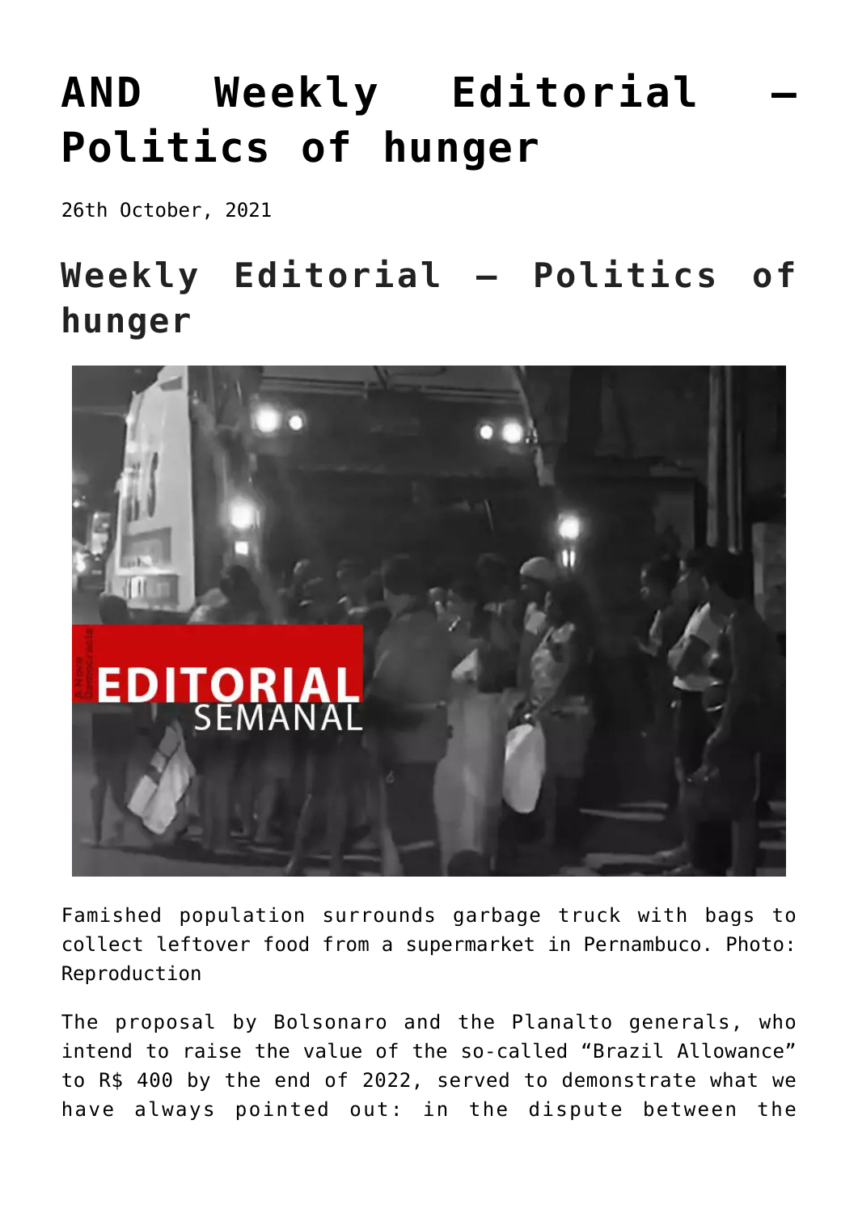# AND Weekly Editorial – Politics of hunger

26th October, 2021

## Weekly Editorial – Politics of hunger

Famished population surrounds garbage truck with bags to collect leftover food from a supermarket in Pernambuco. Photo: Reproduction

The proposal by Bolsonaro and the Planalto generals, who intend to raise the value of the so-called "Brazil Allowance" to R$ 400 by the end of 2022, served to demonstrate what we have always pointed out: in the dispute between the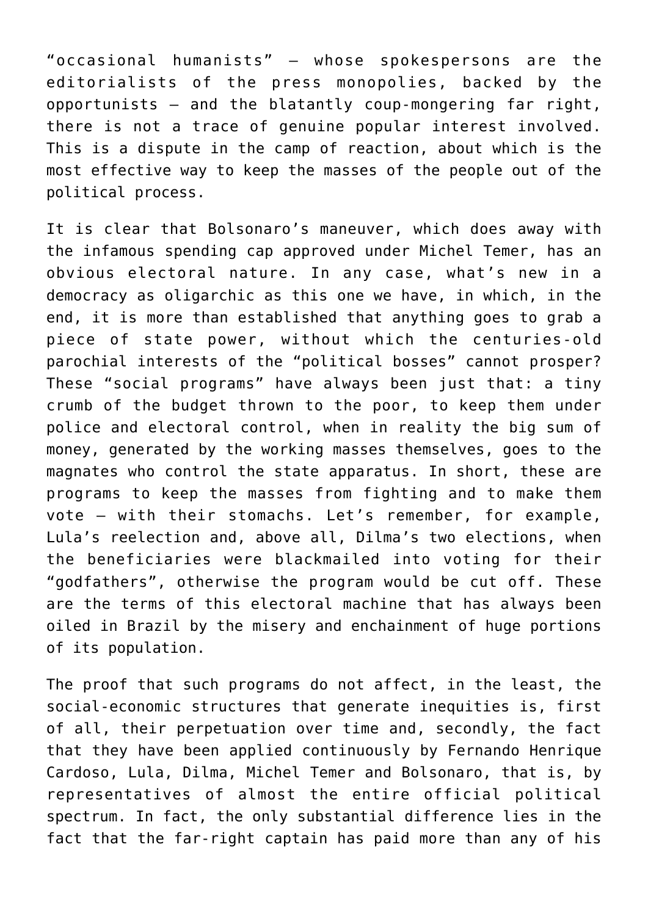"occasional humanists" — whose spokespersons are the editorialists of the press monopolies, backed by the opportunists — and the blatantly coup-mongering far right, there is not a trace of genuine popular interest involved. This is a dispute in the camp of reaction, about which is the most effective way to keep the masses of the people out of the political process.

It is clear that Bolsonaro's maneuver, which does away with the infamous spending cap approved under Michel Temer, has an obvious electoral nature. In any case, what's new in a democracy as oligarchic as this one we have, in which, in the end, it is more than established that anything goes to grab a piece of state power, without which the centuries-old parochial interests of the "political bosses" cannot prosper? These "social programs" have always been just that: a tiny crumb of the budget thrown to the poor, to keep them under police and electoral control, when in reality the big sum of money, generated by the working masses themselves, goes to the magnates who control the state apparatus. In short, these are programs to keep the masses from fighting and to make them vote — with their stomachs. Let's remember, for example, Lula's reelection and, above all, Dilma's two elections, when the beneficiaries were blackmailed into voting for their "godfathers", otherwise the program would be cut off. These are the terms of this electoral machine that has always been oiled in Brazil by the misery and enchainment of huge portions of its population.

The proof that such programs do not affect, in the least, the social-economic structures that generate inequities is, first of all, their perpetuation over time and, secondly, the fact that they have been applied continuously by Fernando Henrique Cardoso, Lula, Dilma, Michel Temer and Bolsonaro, that is, by representatives of almost the entire official political spectrum. In fact, the only substantial difference lies in the fact that the far-right captain has paid more than any of his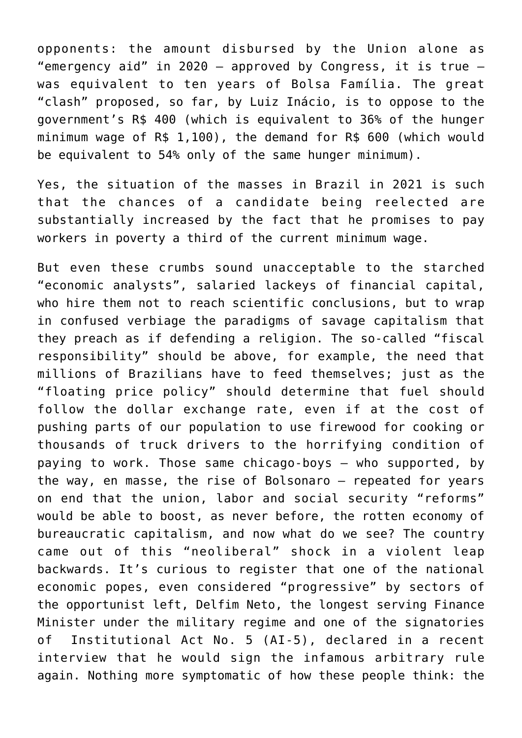opponents: the amount disbursed by the Union alone as "emergency aid" in 2020 – approved by Congress, it is true – was equivalent to ten years of Bolsa Família. The great "clash" proposed, so far, by Luiz Inácio, is to oppose to the government's R$ 400 (which is equivalent to 36% of the hunger minimum wage of R$ 1,100), the demand for R$ 600 (which would be equivalent to 54% only of the same hunger minimum).

Yes, the situation of the masses in Brazil in 2021 is such that the chances of a candidate being reelected are substantially increased by the fact that he promises to pay workers in poverty a third of the current minimum wage.

But even these crumbs sound unacceptable to the starched "economic analysts", salaried lackeys of financial capital, who hire them not to reach scientific conclusions, but to wrap in confused verbiage the paradigms of savage capitalism that they preach as if defending a religion. The so-called "fiscal responsibility" should be above, for example, the need that millions of Brazilians have to feed themselves; just as the "floating price policy" should determine that fuel should follow the dollar exchange rate, even if at the cost of pushing parts of our population to use firewood for cooking or thousands of truck drivers to the horrifying condition of paying to work. Those same chicago-boys – who supported, by the way, en masse, the rise of Bolsonaro – repeated for years on end that the union, labor and social security "reforms" would be able to boost, as never before, the rotten economy of bureaucratic capitalism, and now what do we see? The country came out of this "neoliberal" shock in a violent leap backwards. It's curious to register that one of the national economic popes, even considered "progressive" by sectors of the opportunist left, Delfim Neto, the longest serving Finance Minister under the military regime and one of the signatories of Institutional Act No. 5 (AI-5), declared in a recent interview that he would sign the infamous arbitrary rule again. Nothing more symptomatic of how these people think: the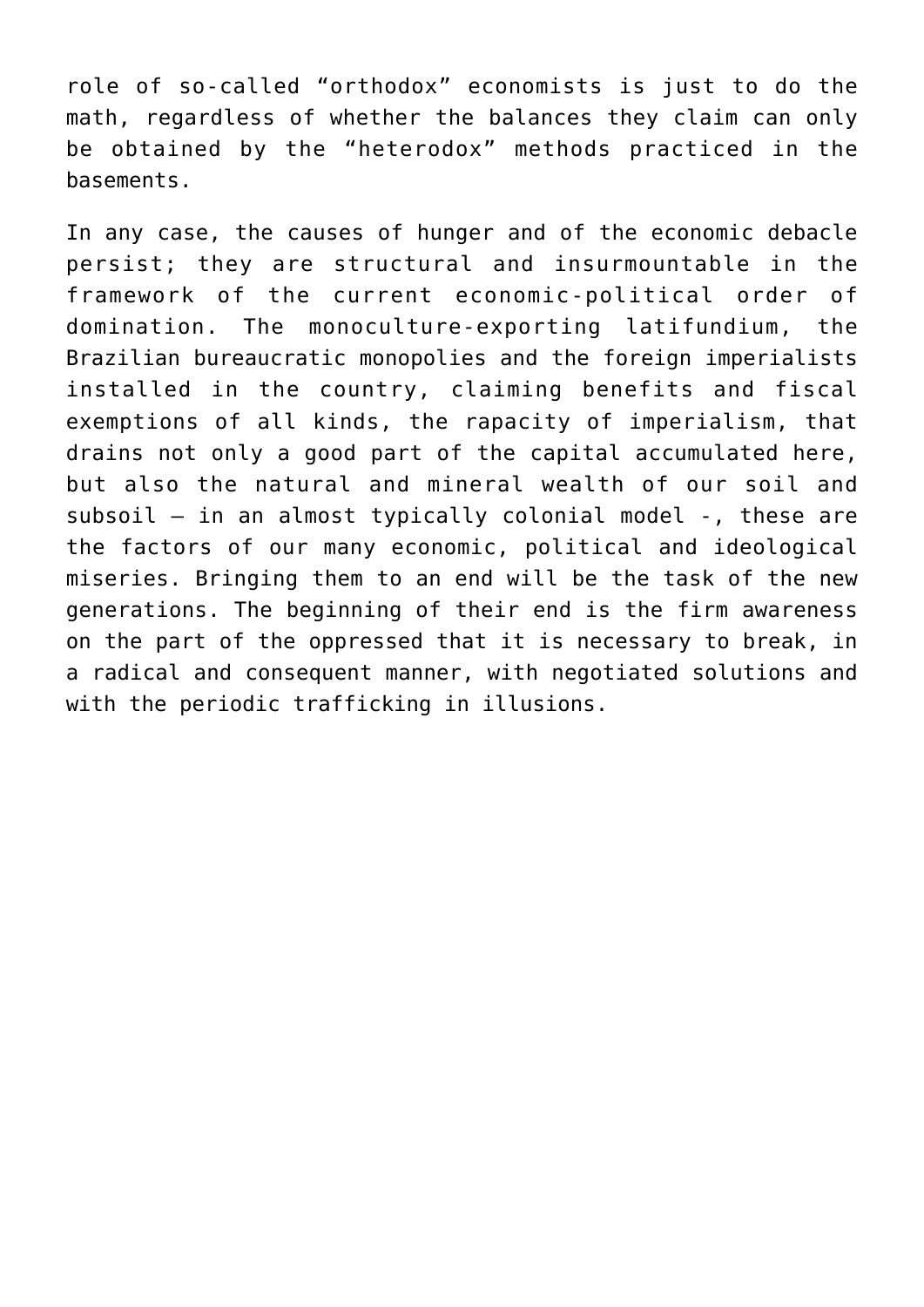role of so-called “orthodox” economists is just to do the math, regardless of whether the balances they claim can only be obtained by the “heterodox” methods practiced in the basements.

In any case, the causes of hunger and of the economic debacle persist; they are structural and insurmountable in the framework of the current economic-political order of domination. The monoculture-exporting latifundium, the Brazilian bureaucratic monopolies and the foreign imperialists installed in the country, claiming benefits and fiscal exemptions of all kinds, the rapacity of imperialism, that drains not only a good part of the capital accumulated here, but also the natural and mineral wealth of our soil and subsoil – in an almost typically colonial model -, these are the factors of our many economic, political and ideological miseries. Bringing them to an end will be the task of the new generations. The beginning of their end is the firm awareness on the part of the oppressed that it is necessary to break, in a radical and consequent manner, with negotiated solutions and with the periodic trafficking in illusions.